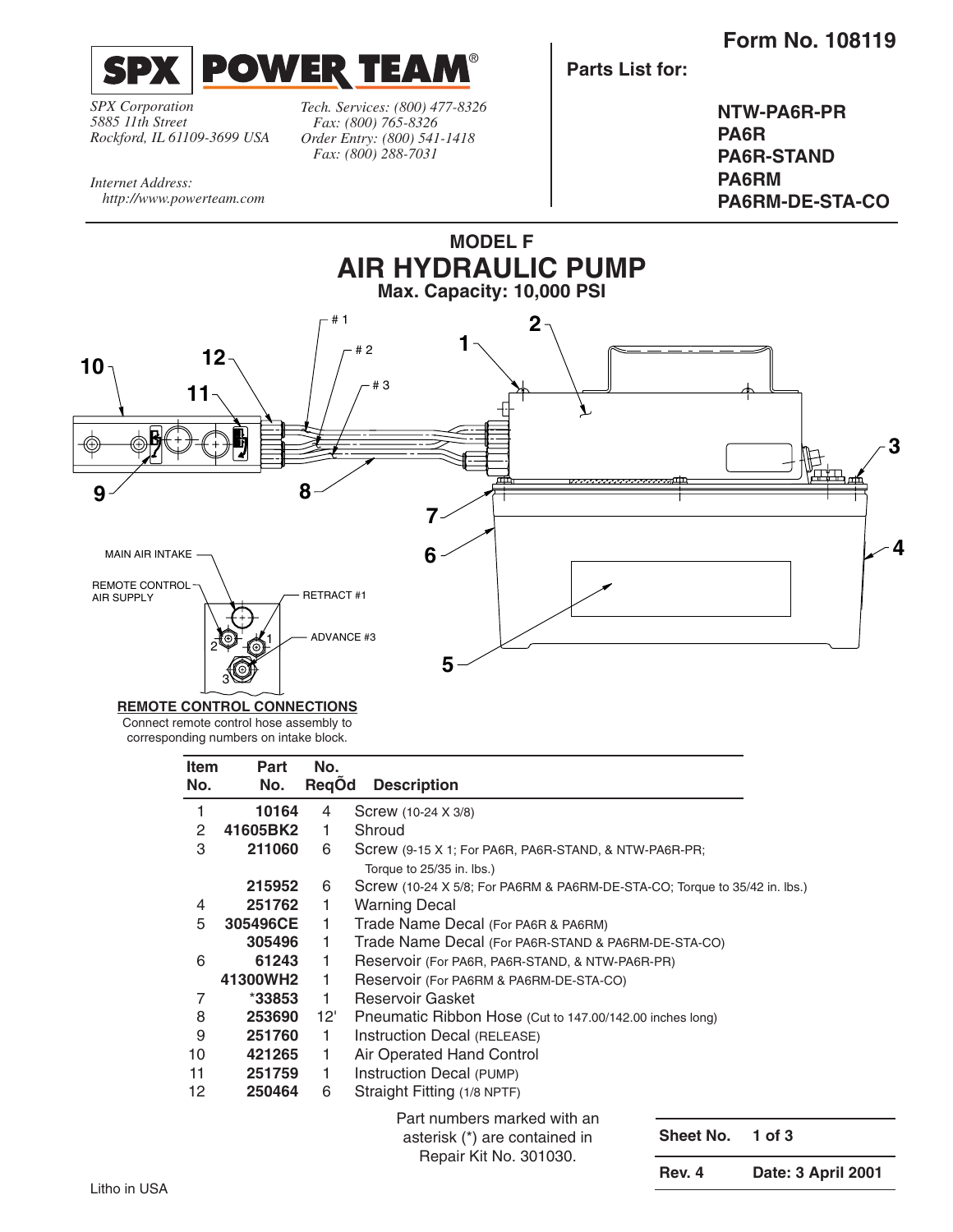**SPX | POWER TEAM®**

*SPX Corporation*
*5885 11th Street*
*Rockford, IL 61109-3699 USA*

*Tech. Services: (800) 477-8326*
*Fax: (800) 765-8326*
*Order Entry: (800) 541-1418*
*Fax: (800) 288-7031*

*Internet Address:*
*http://www.powerteam.com*

**Form No. 108119**

**Parts List for:**

**NTW-PA6R-PR**
**PA6R**
**PA6R-STAND**
**PA6RM**
**PA6RM-DE-STA-CO**

## MODEL F
# AIR HYDRAULIC PUMP
**Max. Capacity: 10,000 PSI**

MAIN AIR INTAKE

REMOTE CONTROL AIR SUPPLY

RETRACT #1

ADVANCE #3

**REMOTE CONTROL CONNECTIONS**

Connect remote control hose assembly to corresponding numbers on intake block.

| Item No. | Part No. | No. ReqÕd | Description |
|---|---|---|---|
| 1 | **10164** | 4 | Screw (10-24 X 3/8) |
| 2 | **41605BK2** | 1 | Shroud |
| 3 | **211060** | 6 | Screw (9-15 X 1; For PA6R, PA6R-STAND, & NTW-PA6R-PR; Torque to 25/35 in. lbs.) |
| | **215952** | 6 | Screw (10-24 X 5/8; For PA6RM & PA6RM-DE-STA-CO; Torque to 35/42 in. lbs.) |
| 4 | **251762** | 1 | Warning Decal |
| 5 | **305496CE** | 1 | Trade Name Decal (For PA6R & PA6RM) |
| | **305496** | 1 | Trade Name Decal (For PA6R-STAND & PA6RM-DE-STA-CO) |
| 6 | **61243** | 1 | Reservoir (For PA6R, PA6R-STAND, & NTW-PA6R-PR) |
| | **41300WH2** | 1 | Reservoir (For PA6RM & PA6RM-DE-STA-CO) |
| 7 | ***33853** | 1 | Reservoir Gasket |
| 8 | **253690** | 12' | Pneumatic Ribbon Hose (Cut to 147.00/142.00 inches long) |
| 9 | **251760** | 1 | Instruction Decal (RELEASE) |
| 10 | **421265** | 1 | Air Operated Hand Control |
| 11 | **251759** | 1 | Instruction Decal (PUMP) |
| 12 | **250464** | 6 | Straight Fitting (1/8 NPTF) |

Part numbers marked with an asterisk (*) are contained in Repair Kit No. 301030.

| | |
|---|---|
| **Sheet No.** | **1 of 3** |
| **Rev. 4** | **Date: 3 April 2001** |

Litho in USA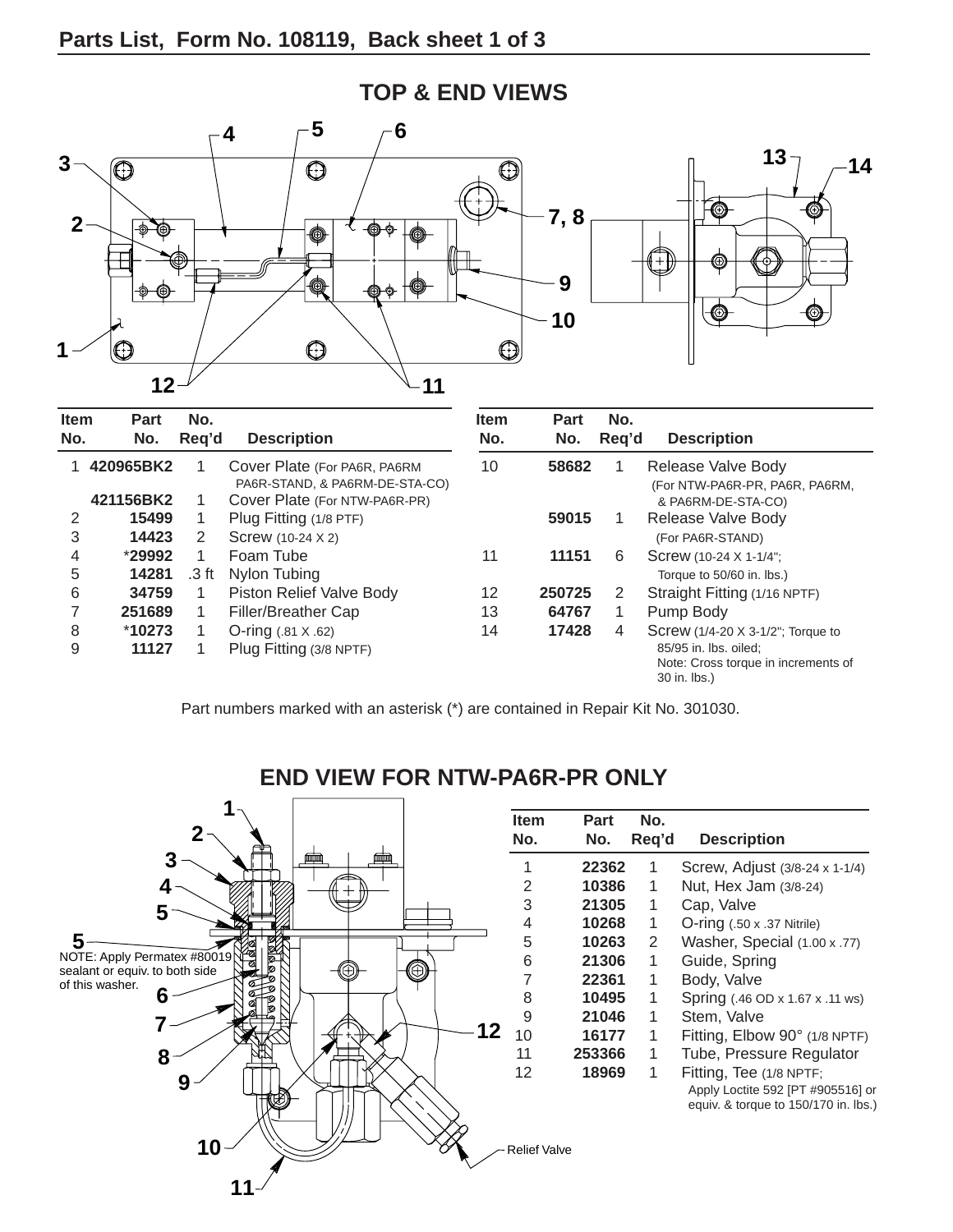## TOP & END VIEWS

| Item No. | Part No. | No. Req'd | Description |
|---|---|---|---|
| 1 | 420965BK2 | 1 | Cover Plate (For PA6R, PA6RM PA6R-STAND, & PA6RM-DE-STA-CO) |
| | 421156BK2 | 1 | Cover Plate (For NTW-PA6R-PR) |
| 2 | 15499 | 1 | Plug Fitting (1/8 PTF) |
| 3 | 14423 | 2 | Screw (10-24 X 2) |
| 4 | *29992 | 1 | Foam Tube |
| 5 | 14281 | .3 ft | Nylon Tubing |
| 6 | 34759 | 1 | Piston Relief Valve Body |
| 7 | 251689 | 1 | Filler/Breather Cap |
| 8 | *10273 | 1 | O-ring (.81 X .62) |
| 9 | 11127 | 1 | Plug Fitting (3/8 NPTF) |
| 10 | 58682 | 1 | Release Valve Body (For NTW-PA6R-PR, PA6R, PA6RM, & PA6RM-DE-STA-CO) |
| | 59015 | 1 | Release Valve Body (For PA6R-STAND) |
| 11 | 11151 | 6 | Screw (10-24 X 1-1/4"; Torque to 50/60 in. lbs.) |
| 12 | 250725 | 2 | Straight Fitting (1/16 NPTF) |
| 13 | 64767 | 1 | Pump Body |
| 14 | 17428 | 4 | Screw (1/4-20 X 3-1/2"; Torque to 85/95 in. lbs. oiled; Note: Cross torque in increments of 30 in. lbs.) |

Part numbers marked with an asterisk (*) are contained in Repair Kit No. 301030.

## END VIEW FOR NTW-PA6R-PR ONLY

NOTE: Apply Permatex #80019 sealant or equiv. to both side of this washer.

Relief Valve

| Item No. | Part No. | No. Req'd | Description |
|---|---|---|---|
| 1 | 22362 | 1 | Screw, Adjust (3/8-24 x 1-1/4) |
| 2 | 10386 | 1 | Nut, Hex Jam (3/8-24) |
| 3 | 21305 | 1 | Cap, Valve |
| 4 | 10268 | 1 | O-ring (.50 x .37 Nitrile) |
| 5 | 10263 | 2 | Washer, Special (1.00 x .77) |
| 6 | 21306 | 1 | Guide, Spring |
| 7 | 22361 | 1 | Body, Valve |
| 8 | 10495 | 1 | Spring (.46 OD x 1.67 x .11 ws) |
| 9 | 21046 | 1 | Stem, Valve |
| 10 | 16177 | 1 | Fitting, Elbow 90° (1/8 NPTF) |
| 11 | 253366 | 1 | Tube, Pressure Regulator |
| 12 | 18969 | 1 | Fitting, Tee (1/8 NPTF; Apply Loctite 592 [PT #905516] or equiv. & torque to 150/170 in. lbs.) |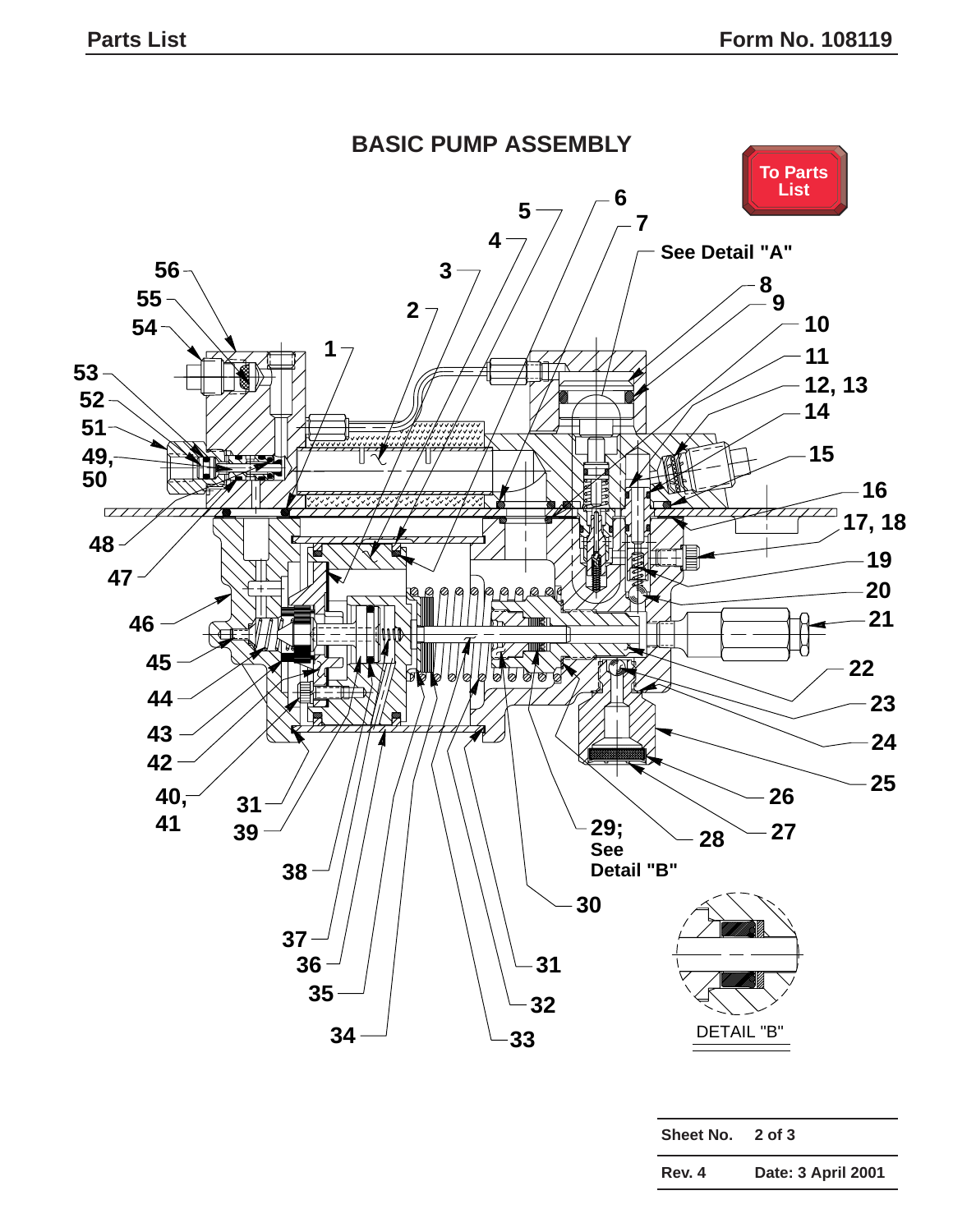# BASIC PUMP ASSEMBLY

To Parts List

See Detail "A"

29; See Detail "B"

DETAIL "B"

| Sheet No. | 2 of 3 |
|---|---|
| Rev. 4 | Date: 3 April 2001 |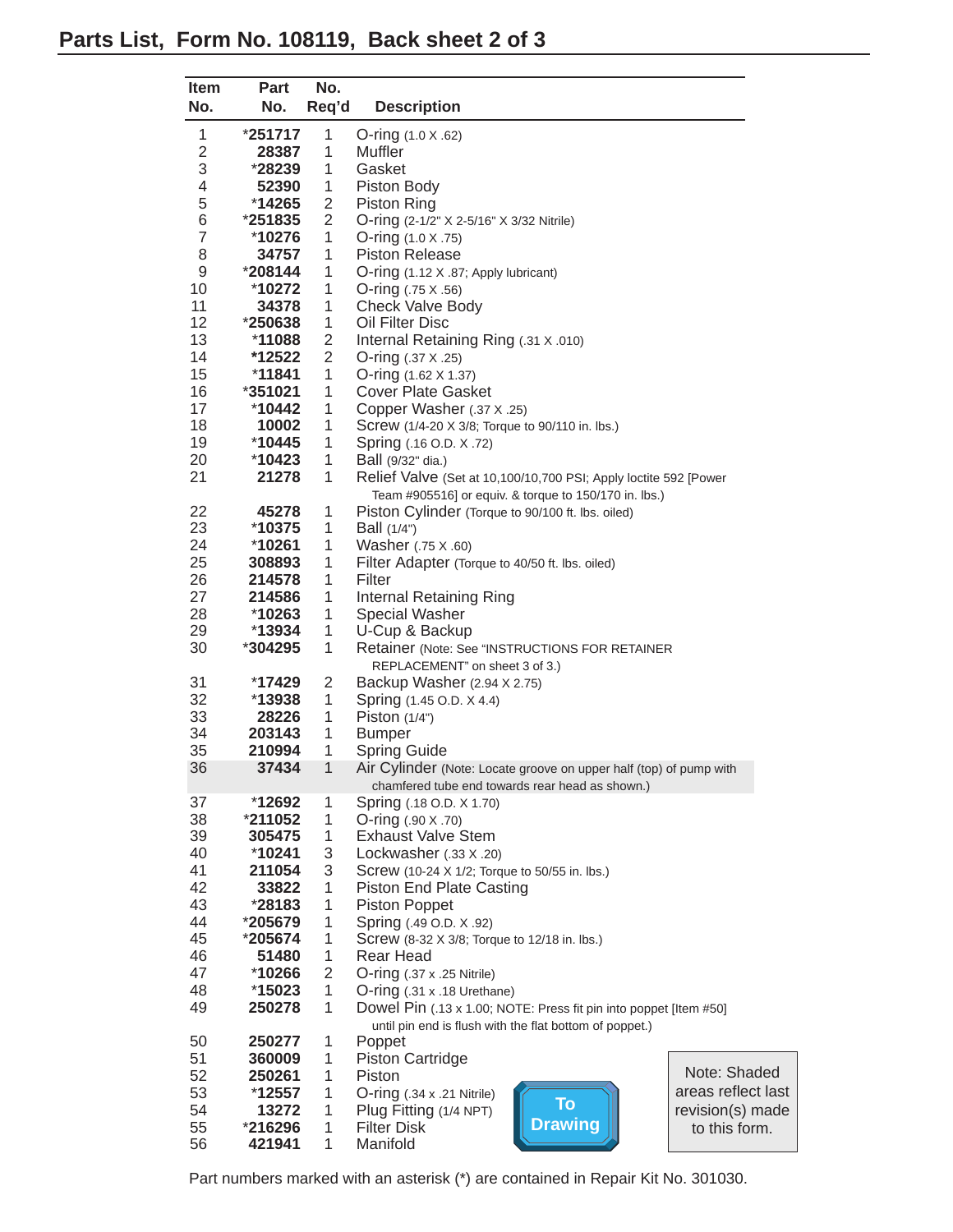# Parts List, Form No. 108119, Back sheet 2 of 3

| Item No. | Part No. | No. Req'd | Description |
|---|---|---|---|
| 1 | *251717 | 1 | O-ring (1.0 X .62) |
| 2 | 28387 | 1 | Muffler |
| 3 | *28239 | 1 | Gasket |
| 4 | 52390 | 1 | Piston Body |
| 5 | *14265 | 2 | Piston Ring |
| 6 | *251835 | 2 | O-ring (2-1/2" X 2-5/16" X 3/32 Nitrile) |
| 7 | *10276 | 1 | O-ring (1.0 X .75) |
| 8 | 34757 | 1 | Piston Release |
| 9 | *208144 | 1 | O-ring (1.12 X .87; Apply lubricant) |
| 10 | *10272 | 1 | O-ring (.75 X .56) |
| 11 | 34378 | 1 | Check Valve Body |
| 12 | *250638 | 1 | Oil Filter Disc |
| 13 | *11088 | 2 | Internal Retaining Ring (.31 X .010) |
| 14 | *12522 | 2 | O-ring (.37 X .25) |
| 15 | *11841 | 1 | O-ring (1.62 X 1.37) |
| 16 | *351021 | 1 | Cover Plate Gasket |
| 17 | *10442 | 1 | Copper Washer (.37 X .25) |
| 18 | 10002 | 1 | Screw (1/4-20 X 3/8; Torque to 90/110 in. lbs.) |
| 19 | *10445 | 1 | Spring (.16 O.D. X .72) |
| 20 | *10423 | 1 | Ball (9/32" dia.) |
| 21 | 21278 | 1 | Relief Valve (Set at 10,100/10,700 PSI; Apply loctite 592 [Power Team #905516] or equiv. & torque to 150/170 in. lbs.) |
| 22 | 45278 | 1 | Piston Cylinder (Torque to 90/100 ft. lbs. oiled) |
| 23 | *10375 | 1 | Ball (1/4") |
| 24 | *10261 | 1 | Washer (.75 X .60) |
| 25 | 308893 | 1 | Filter Adapter (Torque to 40/50 ft. lbs. oiled) |
| 26 | 214578 | 1 | Filter |
| 27 | 214586 | 1 | Internal Retaining Ring |
| 28 | *10263 | 1 | Special Washer |
| 29 | *13934 | 1 | U-Cup & Backup |
| 30 | *304295 | 1 | Retainer (Note: See "INSTRUCTIONS FOR RETAINER REPLACEMENT" on sheet 3 of 3.) |
| 31 | *17429 | 2 | Backup Washer (2.94 X 2.75) |
| 32 | *13938 | 1 | Spring (1.45 O.D. X 4.4) |
| 33 | 28226 | 1 | Piston (1/4") |
| 34 | 203143 | 1 | Bumper |
| 35 | 210994 | 1 | Spring Guide |
| 36 | 37434 | 1 | Air Cylinder (Note: Locate groove on upper half (top) of pump with chamfered tube end towards rear head as shown.) |
| 37 | *12692 | 1 | Spring (.18 O.D. X 1.70) |
| 38 | *211052 | 1 | O-ring (.90 X .70) |
| 39 | 305475 | 1 | Exhaust Valve Stem |
| 40 | *10241 | 3 | Lockwasher (.33 X .20) |
| 41 | 211054 | 3 | Screw (10-24 X 1/2; Torque to 50/55 in. lbs.) |
| 42 | 33822 | 1 | Piston End Plate Casting |
| 43 | *28183 | 1 | Piston Poppet |
| 44 | *205679 | 1 | Spring (.49 O.D. X .92) |
| 45 | *205674 | 1 | Screw (8-32 X 3/8; Torque to 12/18 in. lbs.) |
| 46 | 51480 | 1 | Rear Head |
| 47 | *10266 | 2 | O-ring (.37 x .25 Nitrile) |
| 48 | *15023 | 1 | O-ring (.31 x .18 Urethane) |
| 49 | 250278 | 1 | Dowel Pin (.13 x 1.00; NOTE: Press fit pin into poppet [Item #50] until pin end is flush with the flat bottom of poppet.) |
| 50 | 250277 | 1 | Poppet |
| 51 | 360009 | 1 | Piston Cartridge |
| 52 | 250261 | 1 | Piston |
| 53 | *12557 | 1 | O-ring (.34 x .21 Nitrile) |
| 54 | 13272 | 1 | Plug Fitting (1/4 NPT) |
| 55 | *216296 | 1 | Filter Disk |
| 56 | 421941 | 1 | Manifold |

To Drawing

Note: Shaded areas reflect last revision(s) made to this form.

Part numbers marked with an asterisk (*) are contained in Repair Kit No. 301030.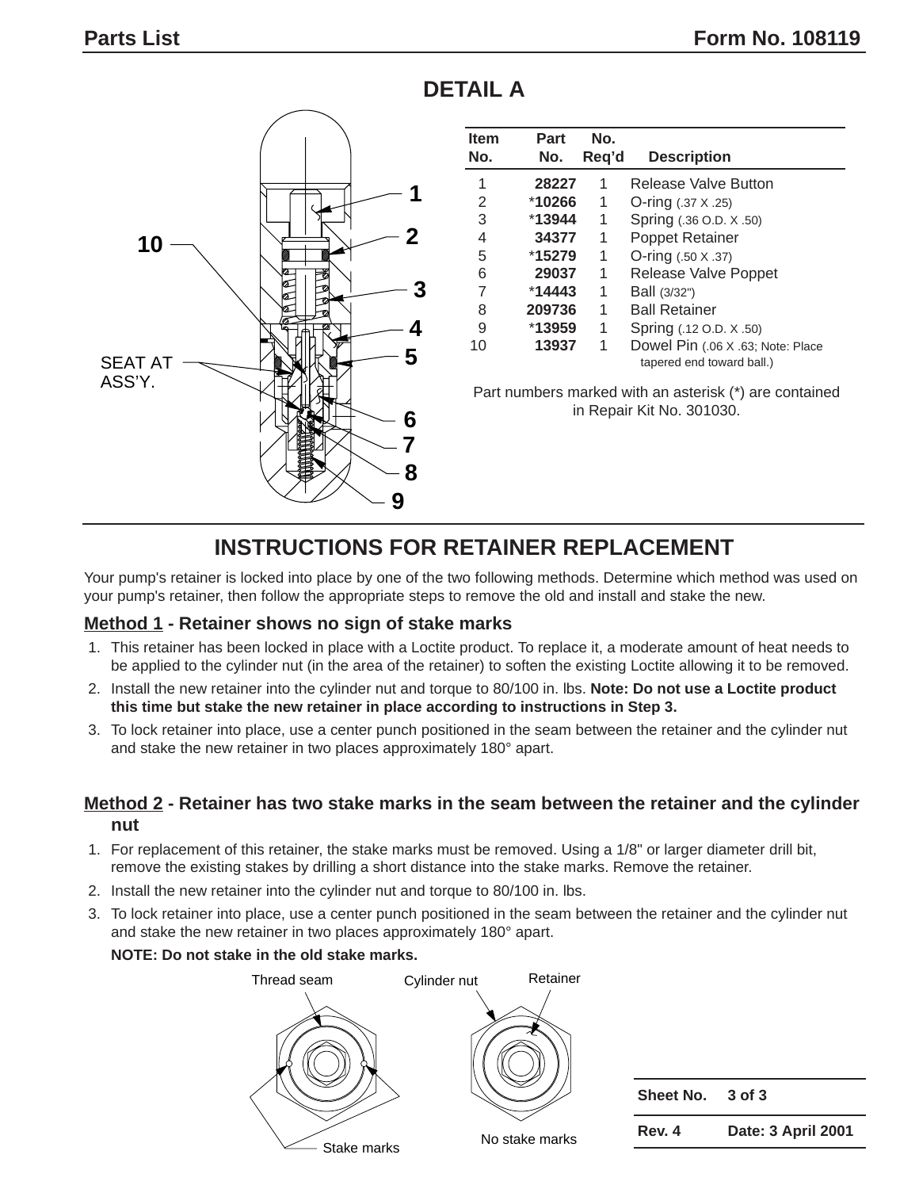## DETAIL A

1
2
3
4
5
6
7
8
9
10
SEAT AT ASS'Y.

| Item No. | Part No. | No. Req'd | Description |
|---|---|---|---|
| 1 | 28227 | 1 | Release Valve Button |
| 2 | *10266 | 1 | O-ring (.37 X .25) |
| 3 | *13944 | 1 | Spring (.36 O.D. X .50) |
| 4 | 34377 | 1 | Poppet Retainer |
| 5 | *15279 | 1 | O-ring (.50 X .37) |
| 6 | 29037 | 1 | Release Valve Poppet |
| 7 | *14443 | 1 | Ball (3/32") |
| 8 | 209736 | 1 | Ball Retainer |
| 9 | *13959 | 1 | Spring (.12 O.D. X .50) |
| 10 | 13937 | 1 | Dowel Pin (.06 X .63; Note: Place tapered end toward ball.) |

Part numbers marked with an asterisk (*) are contained in Repair Kit No. 301030.

## INSTRUCTIONS FOR RETAINER REPLACEMENT

Your pump's retainer is locked into place by one of the two following methods. Determine which method was used on your pump's retainer, then follow the appropriate steps to remove the old and install and stake the new.

### Method 1 - Retainer shows no sign of stake marks

1. This retainer has been locked in place with a Loctite product. To replace it, a moderate amount of heat needs to be applied to the cylinder nut (in the area of the retainer) to soften the existing Loctite allowing it to be removed.
2. Install the new retainer into the cylinder nut and torque to 80/100 in. lbs. **Note: Do not use a Loctite product this time but stake the new retainer in place according to instructions in Step 3.**
3. To lock retainer into place, use a center punch positioned in the seam between the retainer and the cylinder nut and stake the new retainer in two places approximately 180° apart.

### Method 2 - Retainer has two stake marks in the seam between the retainer and the cylinder nut

1. For replacement of this retainer, the stake marks must be removed. Using a 1/8" or larger diameter drill bit, remove the existing stakes by drilling a short distance into the stake marks. Remove the retainer.
2. Install the new retainer into the cylinder nut and torque to 80/100 in. lbs.
3. To lock retainer into place, use a center punch positioned in the seam between the retainer and the cylinder nut and stake the new retainer in two places approximately 180° apart.

**NOTE: Do not stake in the old stake marks.**

Thread seam
Cylinder nut
Retainer
Stake marks
No stake marks

| | |
|---|---|
| Sheet No. | 3 of 3 |
| Rev. 4 | Date: 3 April 2001 |